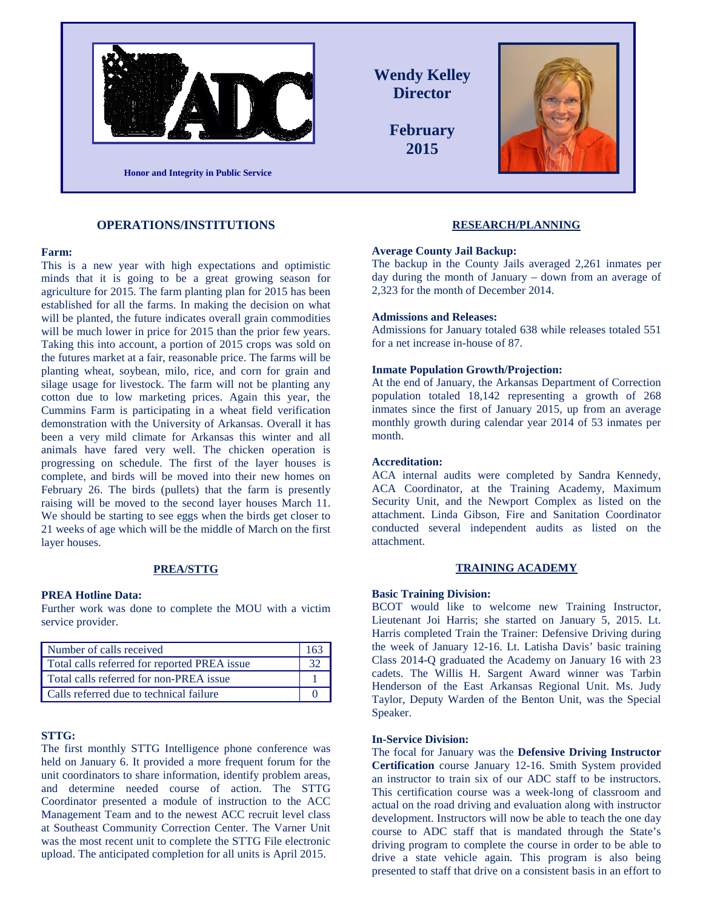Honor and Integrity in Public Service

**Wendy Kelley**
**Director**

**February 2015**

## OPERATIONS/INSTITUTIONS

### Farm:

This is a new year with high expectations and optimistic minds that it is going to be a great growing season for agriculture for 2015. The farm planting plan for 2015 has been established for all the farms. In making the decision on what will be planted, the future indicates overall grain commodities will be much lower in price for 2015 than the prior few years. Taking this into account, a portion of 2015 crops was sold on the futures market at a fair, reasonable price. The farms will be planting wheat, soybean, milo, rice, and corn for grain and silage usage for livestock. The farm will not be planting any cotton due to low marketing prices. Again this year, the Cummins Farm is participating in a wheat field verification demonstration with the University of Arkansas. Overall it has been a very mild climate for Arkansas this winter and all animals have fared very well. The chicken operation is progressing on schedule. The first of the layer houses is complete, and birds will be moved into their new homes on February 26. The birds (pullets) that the farm is presently raising will be moved to the second layer houses March 11. We should be starting to see eggs when the birds get closer to 21 weeks of age which will be the middle of March on the first layer houses.

## PREA/STTG

### PREA Hotline Data:

Further work was done to complete the MOU with a victim service provider.

| | |
|---|---|
| Number of calls received | 163 |
| Total calls referred for reported PREA issue | 32 |
| Total calls referred for non-PREA issue | 1 |
| Calls referred due to technical failure | 0 |

### STTG:

The first monthly STTG Intelligence phone conference was held on January 6. It provided a more frequent forum for the unit coordinators to share information, identify problem areas, and determine needed course of action. The STTG Coordinator presented a module of instruction to the ACC Management Team and to the newest ACC recruit level class at Southeast Community Correction Center. The Varner Unit was the most recent unit to complete the STTG File electronic upload. The anticipated completion for all units is April 2015.

## RESEARCH/PLANNING

### Average County Jail Backup:

The backup in the County Jails averaged 2,261 inmates per day during the month of January – down from an average of 2,323 for the month of December 2014.

### Admissions and Releases:

Admissions for January totaled 638 while releases totaled 551 for a net increase in-house of 87.

### Inmate Population Growth/Projection:

At the end of January, the Arkansas Department of Correction population totaled 18,142 representing a growth of 268 inmates since the first of January 2015, up from an average monthly growth during calendar year 2014 of 53 inmates per month.

### Accreditation:

ACA internal audits were completed by Sandra Kennedy, ACA Coordinator, at the Training Academy, Maximum Security Unit, and the Newport Complex as listed on the attachment. Linda Gibson, Fire and Sanitation Coordinator conducted several independent audits as listed on the attachment.

## TRAINING ACADEMY

### Basic Training Division:

BCOT would like to welcome new Training Instructor, Lieutenant Joi Harris; she started on January 5, 2015. Lt. Harris completed Train the Trainer: Defensive Driving during the week of January 12-16. Lt. Latisha Davis' basic training Class 2014-Q graduated the Academy on January 16 with 23 cadets. The Willis H. Sargent Award winner was Tarbin Henderson of the East Arkansas Regional Unit. Ms. Judy Taylor, Deputy Warden of the Benton Unit, was the Special Speaker.

### In-Service Division:

The focal for January was the **Defensive Driving Instructor Certification** course January 12-16. Smith System provided an instructor to train six of our ADC staff to be instructors. This certification course was a week-long of classroom and actual on the road driving and evaluation along with instructor development. Instructors will now be able to teach the one day course to ADC staff that is mandated through the State's driving program to complete the course in order to be able to drive a state vehicle again. This program is also being presented to staff that drive on a consistent basis in an effort to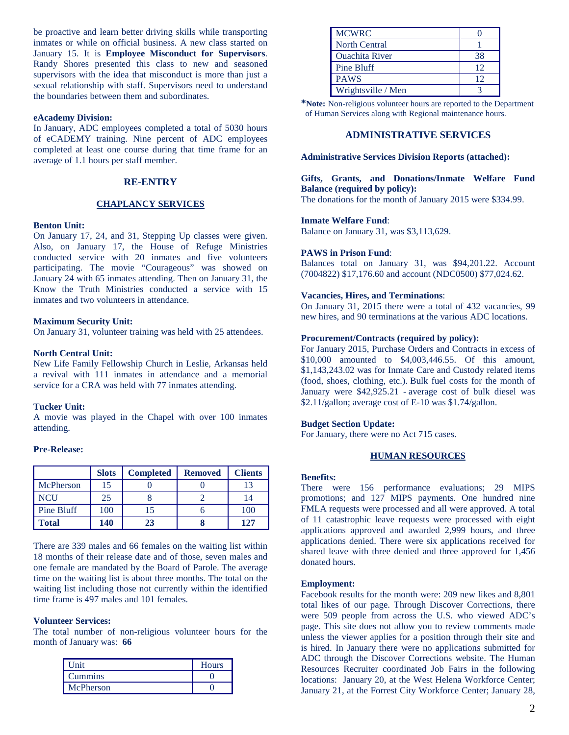be proactive and learn better driving skills while transporting inmates or while on official business. A new class started on January 15. It is **Employee Misconduct for Supervisors**. Randy Shores presented this class to new and seasoned supervisors with the idea that misconduct is more than just a sexual relationship with staff. Supervisors need to understand the boundaries between them and subordinates.

**eAcademy Division:**
In January, ADC employees completed a total of 5030 hours of eCADEMY training. Nine percent of ADC employees completed at least one course during that time frame for an average of 1.1 hours per staff member.

## RE-ENTRY

### CHAPLANCY SERVICES

**Benton Unit:**
On January 17, 24, and 31, Stepping Up classes were given. Also, on January 17, the House of Refuge Ministries conducted service with 20 inmates and five volunteers participating. The movie "Courageous" was showed on January 24 with 65 inmates attending. Then on January 31, the Know the Truth Ministries conducted a service with 15 inmates and two volunteers in attendance.

**Maximum Security Unit:**
On January 31, volunteer training was held with 25 attendees.

**North Central Unit:**
New Life Family Fellowship Church in Leslie, Arkansas held a revival with 111 inmates in attendance and a memorial service for a CRA was held with 77 inmates attending.

**Tucker Unit:**
A movie was played in the Chapel with over 100 inmates attending.

**Pre-Release:**

| | Slots | Completed | Removed | Clients |
|---|---|---|---|---|
| McPherson | 15 | 0 | 0 | 13 |
| NCU | 25 | 8 | 2 | 14 |
| Pine Bluff | 100 | 15 | 6 | 100 |
| **Total** | **140** | **23** | **8** | **127** |

There are 339 males and 66 females on the waiting list within 18 months of their release date and of those, seven males and one female are mandated by the Board of Parole. The average time on the waiting list is about three months. The total on the waiting list including those not currently within the identified time frame is 497 males and 101 females.

**Volunteer Services:**
The total number of non-religious volunteer hours for the month of January was: **66**

| Unit | Hours |
|---|---|
| Cummins | 0 |
| McPherson | 0 |
| MCWRC | 0 |
| North Central | 1 |
| Ouachita River | 38 |
| Pine Bluff | 12 |
| PAWS | 12 |
| Wrightsville / Men | 3 |

***Note:** Non-religious volunteer hours are reported to the Department of Human Services along with Regional maintenance hours.

## ADMINISTRATIVE SERVICES

**Administrative Services Division Reports (attached):**

**Gifts, Grants, and Donations/Inmate Welfare Fund Balance (required by policy):**
The donations for the month of January 2015 were $334.99.

**Inmate Welfare Fund**:
Balance on January 31, was $3,113,629.

**PAWS in Prison Fund**:
Balances total on January 31, was $94,201.22. Account (7004822) $17,176.60 and account (NDC0500) $77,024.62.

**Vacancies, Hires, and Terminations**:
On January 31, 2015 there were a total of 432 vacancies, 99 new hires, and 90 terminations at the various ADC locations.

**Procurement/Contracts (required by policy):**
For January 2015, Purchase Orders and Contracts in excess of $10,000 amounted to $4,003,446.55. Of this amount, $1,143,243.02 was for Inmate Care and Custody related items (food, shoes, clothing, etc.). Bulk fuel costs for the month of January were $42,925.21 - average cost of bulk diesel was $2.11/gallon; average cost of E-10 was $1.74/gallon.

**Budget Section Update:**
For January, there were no Act 715 cases.

### HUMAN RESOURCES

**Benefits:**
There were 156 performance evaluations; 29 MIPS promotions; and 127 MIPS payments. One hundred nine FMLA requests were processed and all were approved. A total of 11 catastrophic leave requests were processed with eight applications approved and awarded 2,999 hours, and three applications denied. There were six applications received for shared leave with three denied and three approved for 1,456 donated hours.

**Employment:**
Facebook results for the month were: 209 new likes and 8,801 total likes of our page. Through Discover Corrections, there were 509 people from across the U.S. who viewed ADC's page. This site does not allow you to review comments made unless the viewer applies for a position through their site and is hired. In January there were no applications submitted for ADC through the Discover Corrections website. The Human Resources Recruiter coordinated Job Fairs in the following locations: January 20, at the West Helena Workforce Center; January 21, at the Forrest City Workforce Center; January 28,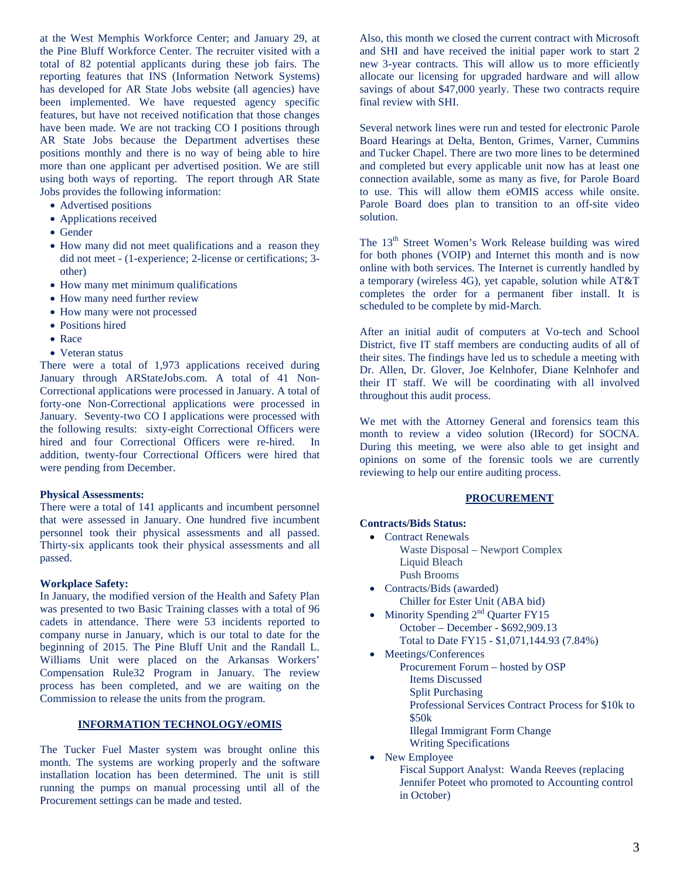at the West Memphis Workforce Center; and January 29, at the Pine Bluff Workforce Center. The recruiter visited with a total of 82 potential applicants during these job fairs. The reporting features that INS (Information Network Systems) has developed for AR State Jobs website (all agencies) have been implemented. We have requested agency specific features, but have not received notification that those changes have been made. We are not tracking CO I positions through AR State Jobs because the Department advertises these positions monthly and there is no way of being able to hire more than one applicant per advertised position. We are still using both ways of reporting. The report through AR State Jobs provides the following information:

- Advertised positions
- Applications received
- Gender
- How many did not meet qualifications and a reason they did not meet - (1-experience; 2-license or certifications; 3-other)
- How many met minimum qualifications
- How many need further review
- How many were not processed
- Positions hired
- Race
- Veteran status

There were a total of 1,973 applications received during January through ARStateJobs.com. A total of 41 Non-Correctional applications were processed in January. A total of forty-one Non-Correctional applications were processed in January. Seventy-two CO I applications were processed with the following results: sixty-eight Correctional Officers were hired and four Correctional Officers were re-hired. In addition, twenty-four Correctional Officers were hired that were pending from December.

**Physical Assessments:**
There were a total of 141 applicants and incumbent personnel that were assessed in January. One hundred five incumbent personnel took their physical assessments and all passed. Thirty-six applicants took their physical assessments and all passed.

**Workplace Safety:**
In January, the modified version of the Health and Safety Plan was presented to two Basic Training classes with a total of 96 cadets in attendance. There were 53 incidents reported to company nurse in January, which is our total to date for the beginning of 2015. The Pine Bluff Unit and the Randall L. Williams Unit were placed on the Arkansas Workers' Compensation Rule32 Program in January. The review process has been completed, and we are waiting on the Commission to release the units from the program.

## INFORMATION TECHNOLOGY/eOMIS

The Tucker Fuel Master system was brought online this month. The systems are working properly and the software installation location has been determined. The unit is still running the pumps on manual processing until all of the Procurement settings can be made and tested.

Also, this month we closed the current contract with Microsoft and SHI and have received the initial paper work to start 2 new 3-year contracts. This will allow us to more efficiently allocate our licensing for upgraded hardware and will allow savings of about $47,000 yearly. These two contracts require final review with SHI.

Several network lines were run and tested for electronic Parole Board Hearings at Delta, Benton, Grimes, Varner, Cummins and Tucker Chapel. There are two more lines to be determined and completed but every applicable unit now has at least one connection available, some as many as five, for Parole Board to use. This will allow them eOMIS access while onsite. Parole Board does plan to transition to an off-site video solution.

The 13th Street Women's Work Release building was wired for both phones (VOIP) and Internet this month and is now online with both services. The Internet is currently handled by a temporary (wireless 4G), yet capable, solution while AT&T completes the order for a permanent fiber install. It is scheduled to be complete by mid-March.

After an initial audit of computers at Vo-tech and School District, five IT staff members are conducting audits of all of their sites. The findings have led us to schedule a meeting with Dr. Allen, Dr. Glover, Joe Kelnhofer, Diane Kelnhofer and their IT staff. We will be coordinating with all involved throughout this audit process.

We met with the Attorney General and forensics team this month to review a video solution (IRecord) for SOCNA. During this meeting, we were also able to get insight and opinions on some of the forensic tools we are currently reviewing to help our entire auditing process.

## PROCUREMENT

**Contracts/Bids Status:**

- Contract Renewals
  - Waste Disposal – Newport Complex
  - Liquid Bleach
  - Push Brooms
- Contracts/Bids (awarded)
  - Chiller for Ester Unit (ABA bid)
- Minority Spending 2nd Quarter FY15
  - October – December - $692,909.13
  - Total to Date FY15 - $1,071,144.93 (7.84%)
- Meetings/Conferences
  - Procurement Forum – hosted by OSP
    - Items Discussed
    - Split Purchasing
    - Professional Services Contract Process for $10k to $50k
    - Illegal Immigrant Form Change
    - Writing Specifications
- New Employee
  - Fiscal Support Analyst: Wanda Reeves (replacing Jennifer Poteet who promoted to Accounting control in October)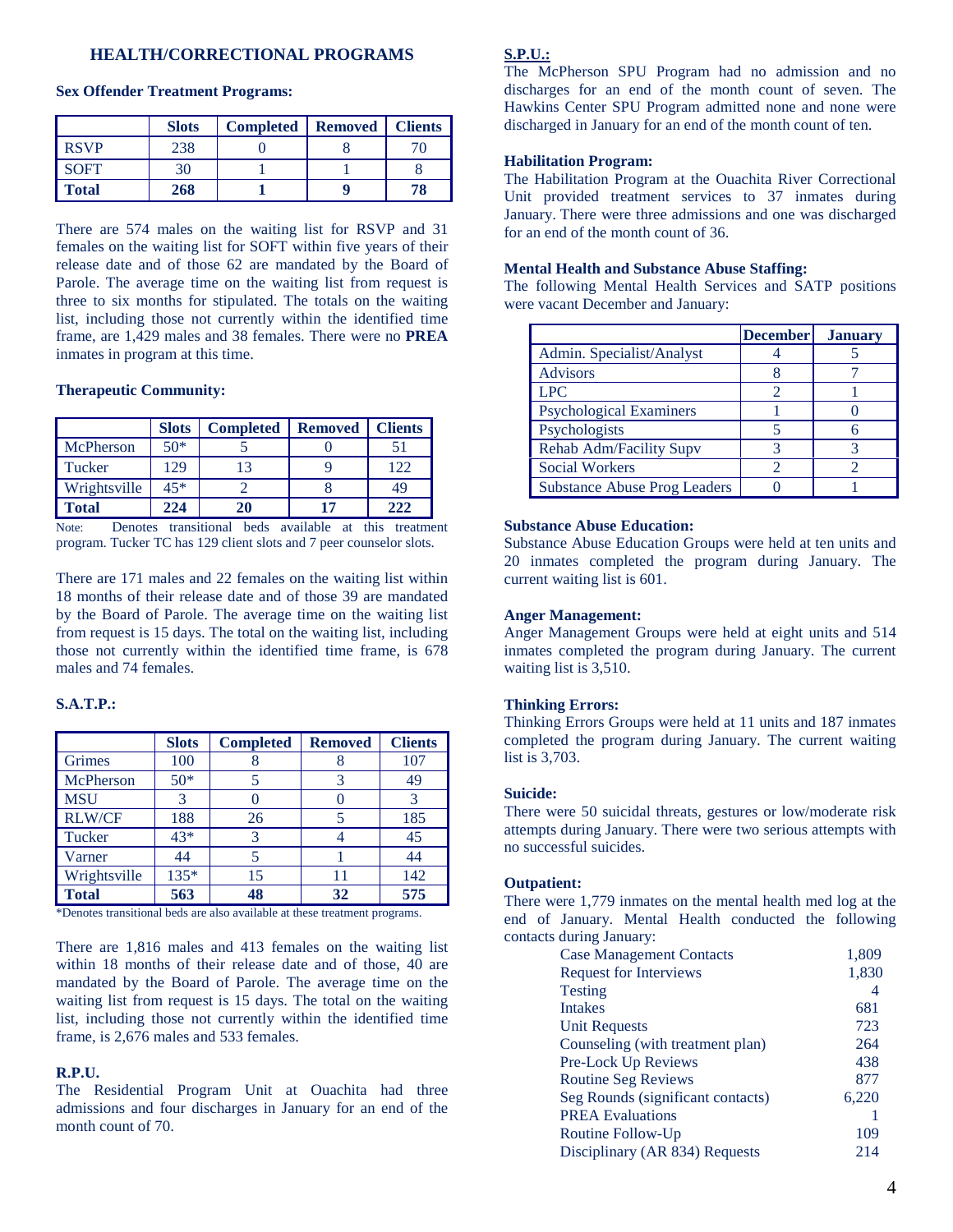## HEALTH/CORRECTIONAL PROGRAMS

**Sex Offender Treatment Programs:**

| | Slots | Completed | Removed | Clients |
|---|---|---|---|---|
| RSVP | 238 | 0 | 8 | 70 |
| SOFT | 30 | 1 | 1 | 8 |
| **Total** | **268** | **1** | **9** | **78** |

There are 574 males on the waiting list for RSVP and 31 females on the waiting list for SOFT within five years of their release date and of those 62 are mandated by the Board of Parole. The average time on the waiting list from request is three to six months for stipulated. The totals on the waiting list, including those not currently within the identified time frame, are 1,429 males and 38 females. There were no **PREA** inmates in program at this time.

**Therapeutic Community:**

| | Slots | Completed | Removed | Clients |
|---|---|---|---|---|
| McPherson | 50* | 5 | 0 | 51 |
| Tucker | 129 | 13 | 9 | 122 |
| Wrightsville | 45* | 2 | 8 | 49 |
| **Total** | **224** | **20** | **17** | **222** |

Note: Denotes transitional beds available at this treatment program. Tucker TC has 129 client slots and 7 peer counselor slots.

There are 171 males and 22 females on the waiting list within 18 months of their release date and of those 39 are mandated by the Board of Parole. The average time on the waiting list from request is 15 days. The total on the waiting list, including those not currently within the identified time frame, is 678 males and 74 females.

**S.A.T.P.:**

| | Slots | Completed | Removed | Clients |
|---|---|---|---|---|
| Grimes | 100 | 8 | 8 | 107 |
| McPherson | 50* | 5 | 3 | 49 |
| MSU | 3 | 0 | 0 | 3 |
| RLW/CF | 188 | 26 | 5 | 185 |
| Tucker | 43* | 3 | 4 | 45 |
| Varner | 44 | 5 | 1 | 44 |
| Wrightsville | 135* | 15 | 11 | 142 |
| **Total** | **563** | **48** | **32** | **575** |

*Denotes transitional beds are also available at these treatment programs.

There are 1,816 males and 413 females on the waiting list within 18 months of their release date and of those, 40 are mandated by the Board of Parole. The average time on the waiting list from request is 15 days. The total on the waiting list, including those not currently within the identified time frame, is 2,676 males and 533 females.

**R.P.U.**

The Residential Program Unit at Ouachita had three admissions and four discharges in January for an end of the month count of 70.

**S.P.U.:**

The McPherson SPU Program had no admission and no discharges for an end of the month count of seven. The Hawkins Center SPU Program admitted none and none were discharged in January for an end of the month count of ten.

**Habilitation Program:**

The Habilitation Program at the Ouachita River Correctional Unit provided treatment services to 37 inmates during January. There were three admissions and one was discharged for an end of the month count of 36.

**Mental Health and Substance Abuse Staffing:**

The following Mental Health Services and SATP positions were vacant December and January:

| | December | January |
|---|---|---|
| Admin. Specialist/Analyst | 4 | 5 |
| Advisors | 8 | 7 |
| LPC | 2 | 1 |
| Psychological Examiners | 1 | 0 |
| Psychologists | 5 | 6 |
| Rehab Adm/Facility Supv | 3 | 3 |
| Social Workers | 2 | 2 |
| Substance Abuse Prog Leaders | 0 | 1 |

**Substance Abuse Education:**

Substance Abuse Education Groups were held at ten units and 20 inmates completed the program during January. The current waiting list is 601.

**Anger Management:**

Anger Management Groups were held at eight units and 514 inmates completed the program during January. The current waiting list is 3,510.

**Thinking Errors:**

Thinking Errors Groups were held at 11 units and 187 inmates completed the program during January. The current waiting list is 3,703.

**Suicide:**

There were 50 suicidal threats, gestures or low/moderate risk attempts during January. There were two serious attempts with no successful suicides.

**Outpatient:**

There were 1,779 inmates on the mental health med log at the end of January. Mental Health conducted the following contacts during January:

| | |
|---|---|
| Case Management Contacts | 1,809 |
| Request for Interviews | 1,830 |
| Testing | 4 |
| Intakes | 681 |
| Unit Requests | 723 |
| Counseling (with treatment plan) | 264 |
| Pre-Lock Up Reviews | 438 |
| Routine Seg Reviews | 877 |
| Seg Rounds (significant contacts) | 6,220 |
| PREA Evaluations | 1 |
| Routine Follow-Up | 109 |
| Disciplinary (AR 834) Requests | 214 |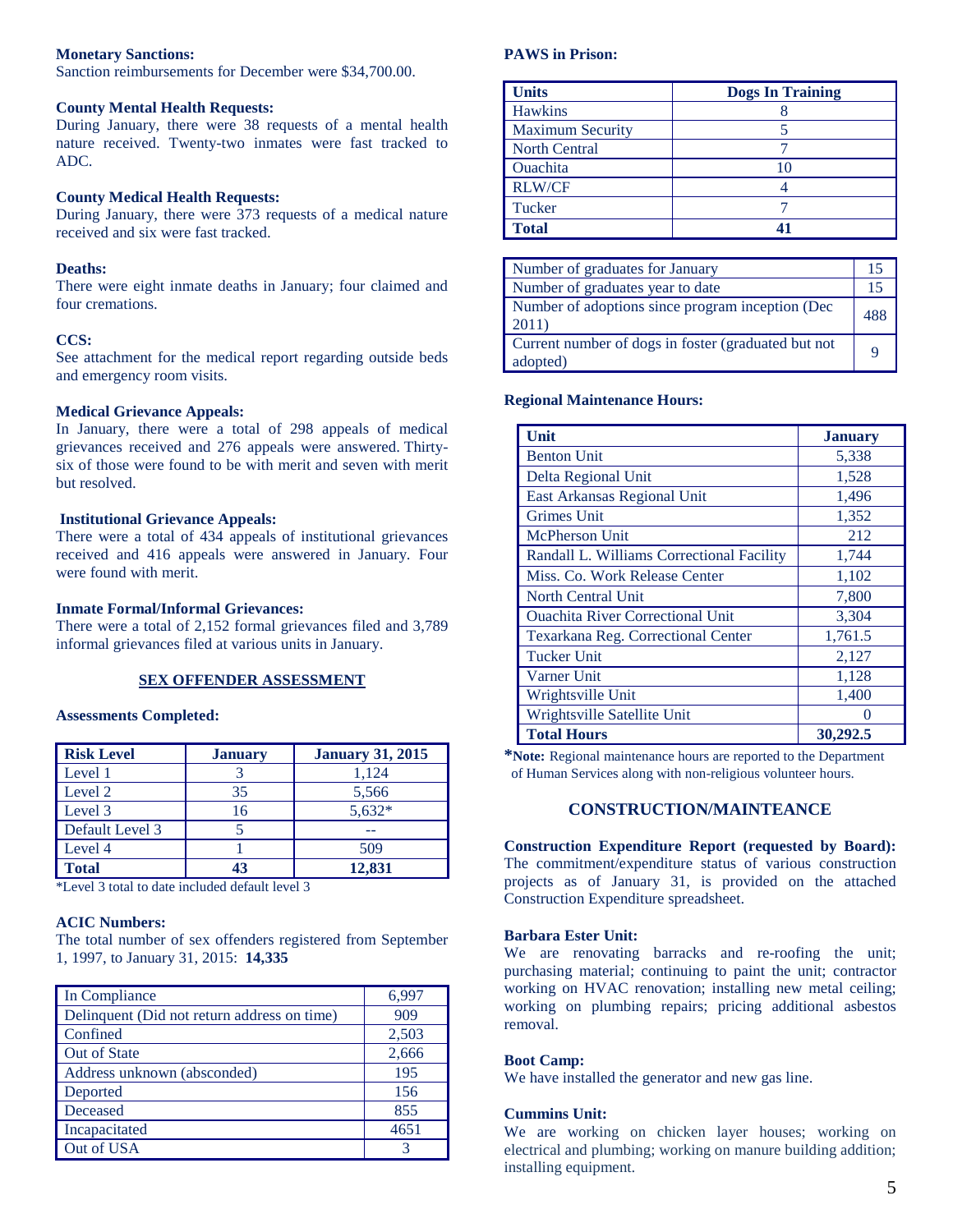**Monetary Sanctions:**
Sanction reimbursements for December were $34,700.00.

**County Mental Health Requests:**
During January, there were 38 requests of a mental health nature received. Twenty-two inmates were fast tracked to ADC.

**County Medical Health Requests:**
During January, there were 373 requests of a medical nature received and six were fast tracked.

**Deaths:**
There were eight inmate deaths in January; four claimed and four cremations.

**CCS:**
See attachment for the medical report regarding outside beds and emergency room visits.

**Medical Grievance Appeals:**
In January, there were a total of 298 appeals of medical grievances received and 276 appeals were answered. Thirty-six of those were found to be with merit and seven with merit but resolved.

**Institutional Grievance Appeals:**
There were a total of 434 appeals of institutional grievances received and 416 appeals were answered in January. Four were found with merit.

**Inmate Formal/Informal Grievances:**
There were a total of 2,152 formal grievances filed and 3,789 informal grievances filed at various units in January.

## SEX OFFENDER ASSESSMENT

**Assessments Completed:**

| Risk Level | January | January 31, 2015 |
|---|---|---|
| Level 1 | 3 | 1,124 |
| Level 2 | 35 | 5,566 |
| Level 3 | 16 | 5,632* |
| Default Level 3 | 5 | -- |
| Level 4 | 1 | 509 |
| **Total** | **43** | **12,831** |

*Level 3 total to date included default level 3

**ACIC Numbers:**
The total number of sex offenders registered from September 1, 1997, to January 31, 2015: **14,335**

| | |
|---|---|
| In Compliance | 6,997 |
| Delinquent (Did not return address on time) | 909 |
| Confined | 2,503 |
| Out of State | 2,666 |
| Address unknown (absconded) | 195 |
| Deported | 156 |
| Deceased | 855 |
| Incapacitated | 4651 |
| Out of USA | 3 |

**PAWS in Prison:**

| Units | Dogs In Training |
|---|---|
| Hawkins | 8 |
| Maximum Security | 5 |
| North Central | 7 |
| Ouachita | 10 |
| RLW/CF | 4 |
| Tucker | 7 |
| **Total** | **41** |

| | |
|---|---|
| Number of graduates for January | 15 |
| Number of graduates year to date | 15 |
| Number of adoptions since program inception (Dec 2011) | 488 |
| Current number of dogs in foster (graduated but not adopted) | 9 |

**Regional Maintenance Hours:**

| Unit | January |
|---|---|
| Benton Unit | 5,338 |
| Delta Regional Unit | 1,528 |
| East Arkansas Regional Unit | 1,496 |
| Grimes Unit | 1,352 |
| McPherson Unit | 212 |
| Randall L. Williams Correctional Facility | 1,744 |
| Miss. Co. Work Release Center | 1,102 |
| North Central Unit | 7,800 |
| Ouachita River Correctional Unit | 3,304 |
| Texarkana Reg. Correctional Center | 1,761.5 |
| Tucker Unit | 2,127 |
| Varner Unit | 1,128 |
| Wrightsville Unit | 1,400 |
| Wrightsville Satellite Unit | 0 |
| **Total Hours** | **30,292.5** |

***Note:** Regional maintenance hours are reported to the Department of Human Services along with non-religious volunteer hours.

## CONSTRUCTION/MAINTEANCE

**Construction Expenditure Report (requested by Board):** The commitment/expenditure status of various construction projects as of January 31, is provided on the attached Construction Expenditure spreadsheet.

**Barbara Ester Unit:**
We are renovating barracks and re-roofing the unit; purchasing material; continuing to paint the unit; contractor working on HVAC renovation; installing new metal ceiling; working on plumbing repairs; pricing additional asbestos removal.

**Boot Camp:**
We have installed the generator and new gas line.

**Cummins Unit:**
We are working on chicken layer houses; working on electrical and plumbing; working on manure building addition; installing equipment.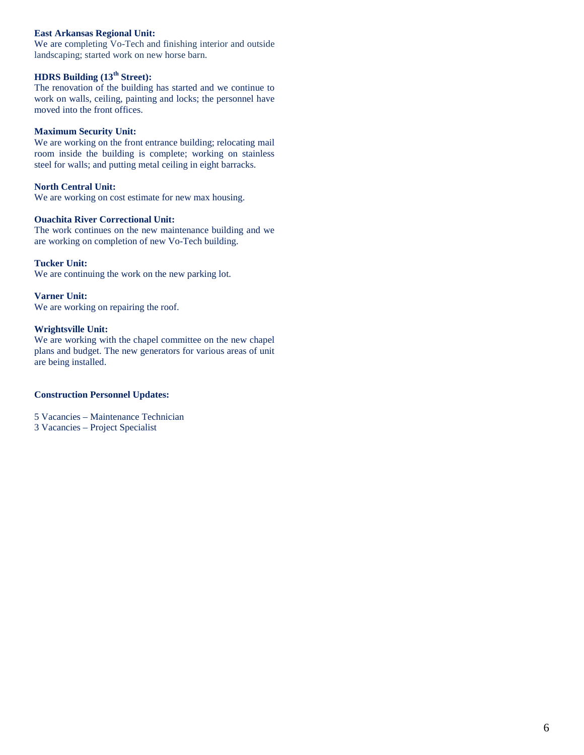**East Arkansas Regional Unit:**
We are completing Vo-Tech and finishing interior and outside landscaping; started work on new horse barn.

**HDRS Building (13th Street):**
The renovation of the building has started and we continue to work on walls, ceiling, painting and locks; the personnel have moved into the front offices.

**Maximum Security Unit:**
We are working on the front entrance building; relocating mail room inside the building is complete; working on stainless steel for walls; and putting metal ceiling in eight barracks.

**North Central Unit:**
We are working on cost estimate for new max housing.

**Ouachita River Correctional Unit:**
The work continues on the new maintenance building and we are working on completion of new Vo-Tech building.

**Tucker Unit:**
We are continuing the work on the new parking lot.

**Varner Unit:**
We are working on repairing the roof.

**Wrightsville Unit:**
We are working with the chapel committee on the new chapel plans and budget. The new generators for various areas of unit are being installed.

**Construction Personnel Updates:**

5 Vacancies – Maintenance Technician
3 Vacancies – Project Specialist